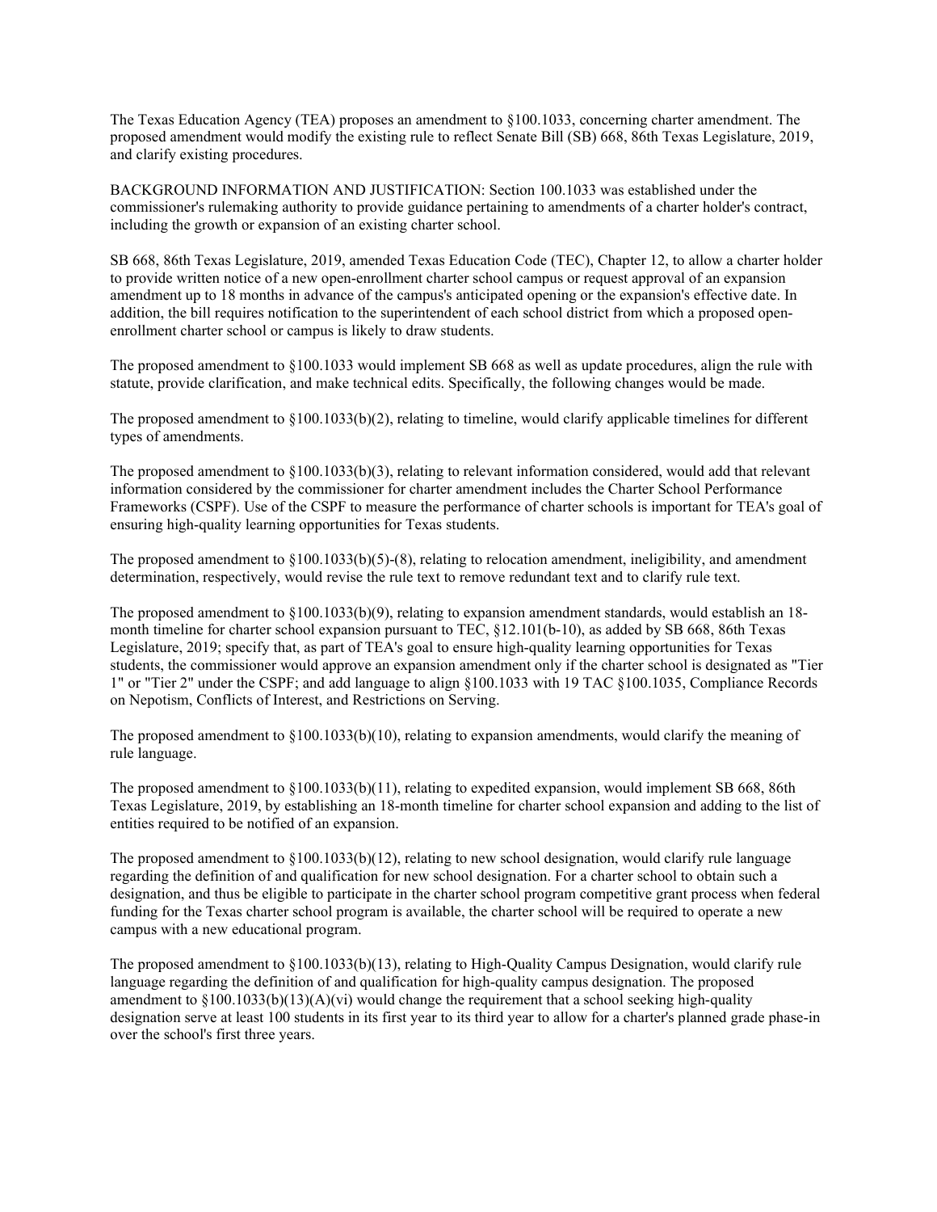The Texas Education Agency (TEA) proposes an amendment to §100.1033, concerning charter amendment. The proposed amendment would modify the existing rule to reflect Senate Bill (SB) 668, 86th Texas Legislature, 2019, and clarify existing procedures.

BACKGROUND INFORMATION AND JUSTIFICATION: Section 100.1033 was established under the commissioner's rulemaking authority to provide guidance pertaining to amendments of a charter holder's contract, including the growth or expansion of an existing charter school.

SB 668, 86th Texas Legislature, 2019, amended Texas Education Code (TEC), Chapter 12, to allow a charter holder to provide written notice of a new open-enrollment charter school campus or request approval of an expansion amendment up to 18 months in advance of the campus's anticipated opening or the expansion's effective date. In addition, the bill requires notification to the superintendent of each school district from which a proposed open-enrollment charter school or campus is likely to draw students.

The proposed amendment to §100.1033 would implement SB 668 as well as update procedures, align the rule with statute, provide clarification, and make technical edits. Specifically, the following changes would be made.

The proposed amendment to §100.1033(b)(2), relating to timeline, would clarify applicable timelines for different types of amendments.

The proposed amendment to §100.1033(b)(3), relating to relevant information considered, would add that relevant information considered by the commissioner for charter amendment includes the Charter School Performance Frameworks (CSPF). Use of the CSPF to measure the performance of charter schools is important for TEA's goal of ensuring high-quality learning opportunities for Texas students.

The proposed amendment to §100.1033(b)(5)-(8), relating to relocation amendment, ineligibility, and amendment determination, respectively, would revise the rule text to remove redundant text and to clarify rule text.

The proposed amendment to §100.1033(b)(9), relating to expansion amendment standards, would establish an 18-month timeline for charter school expansion pursuant to TEC, §12.101(b-10), as added by SB 668, 86th Texas Legislature, 2019; specify that, as part of TEA's goal to ensure high-quality learning opportunities for Texas students, the commissioner would approve an expansion amendment only if the charter school is designated as "Tier 1" or "Tier 2" under the CSPF; and add language to align §100.1033 with 19 TAC §100.1035, Compliance Records on Nepotism, Conflicts of Interest, and Restrictions on Serving.

The proposed amendment to §100.1033(b)(10), relating to expansion amendments, would clarify the meaning of rule language.

The proposed amendment to §100.1033(b)(11), relating to expedited expansion, would implement SB 668, 86th Texas Legislature, 2019, by establishing an 18-month timeline for charter school expansion and adding to the list of entities required to be notified of an expansion.

The proposed amendment to §100.1033(b)(12), relating to new school designation, would clarify rule language regarding the definition of and qualification for new school designation. For a charter school to obtain such a designation, and thus be eligible to participate in the charter school program competitive grant process when federal funding for the Texas charter school program is available, the charter school will be required to operate a new campus with a new educational program.

The proposed amendment to §100.1033(b)(13), relating to High-Quality Campus Designation, would clarify rule language regarding the definition of and qualification for high-quality campus designation. The proposed amendment to §100.1033(b)(13)(A)(vi) would change the requirement that a school seeking high-quality designation serve at least 100 students in its first year to its third year to allow for a charter's planned grade phase-in over the school's first three years.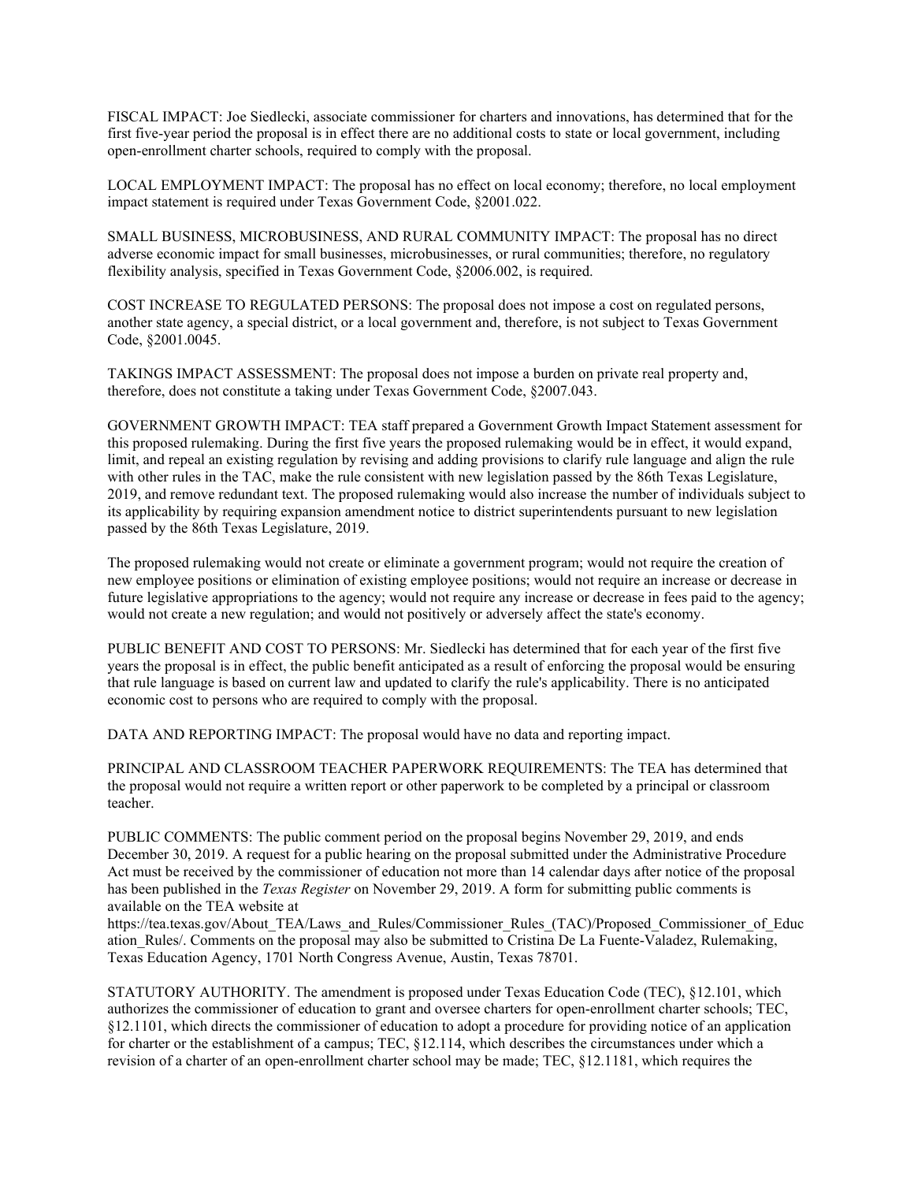FISCAL IMPACT: Joe Siedlecki, associate commissioner for charters and innovations, has determined that for the first five-year period the proposal is in effect there are no additional costs to state or local government, including open-enrollment charter schools, required to comply with the proposal.

LOCAL EMPLOYMENT IMPACT: The proposal has no effect on local economy; therefore, no local employment impact statement is required under Texas Government Code, §2001.022.

SMALL BUSINESS, MICROBUSINESS, AND RURAL COMMUNITY IMPACT: The proposal has no direct adverse economic impact for small businesses, microbusinesses, or rural communities; therefore, no regulatory flexibility analysis, specified in Texas Government Code, §2006.002, is required.

COST INCREASE TO REGULATED PERSONS: The proposal does not impose a cost on regulated persons, another state agency, a special district, or a local government and, therefore, is not subject to Texas Government Code, §2001.0045.

TAKINGS IMPACT ASSESSMENT: The proposal does not impose a burden on private real property and, therefore, does not constitute a taking under Texas Government Code, §2007.043.

GOVERNMENT GROWTH IMPACT: TEA staff prepared a Government Growth Impact Statement assessment for this proposed rulemaking. During the first five years the proposed rulemaking would be in effect, it would expand, limit, and repeal an existing regulation by revising and adding provisions to clarify rule language and align the rule with other rules in the TAC, make the rule consistent with new legislation passed by the 86th Texas Legislature, 2019, and remove redundant text. The proposed rulemaking would also increase the number of individuals subject to its applicability by requiring expansion amendment notice to district superintendents pursuant to new legislation passed by the 86th Texas Legislature, 2019.

The proposed rulemaking would not create or eliminate a government program; would not require the creation of new employee positions or elimination of existing employee positions; would not require an increase or decrease in future legislative appropriations to the agency; would not require any increase or decrease in fees paid to the agency; would not create a new regulation; and would not positively or adversely affect the state's economy.

PUBLIC BENEFIT AND COST TO PERSONS: Mr. Siedlecki has determined that for each year of the first five years the proposal is in effect, the public benefit anticipated as a result of enforcing the proposal would be ensuring that rule language is based on current law and updated to clarify the rule's applicability. There is no anticipated economic cost to persons who are required to comply with the proposal.

DATA AND REPORTING IMPACT: The proposal would have no data and reporting impact.

PRINCIPAL AND CLASSROOM TEACHER PAPERWORK REQUIREMENTS: The TEA has determined that the proposal would not require a written report or other paperwork to be completed by a principal or classroom teacher.

PUBLIC COMMENTS: The public comment period on the proposal begins November 29, 2019, and ends December 30, 2019. A request for a public hearing on the proposal submitted under the Administrative Procedure Act must be received by the commissioner of education not more than 14 calendar days after notice of the proposal has been published in the *Texas Register* on November 29, 2019. A form for submitting public comments is available on the TEA website at https://tea.texas.gov/About_TEA/Laws_and_Rules/Commissioner_Rules_(TAC)/Proposed_Commissioner_of_Education_Rules/. Comments on the proposal may also be submitted to Cristina De La Fuente-Valadez, Rulemaking, Texas Education Agency, 1701 North Congress Avenue, Austin, Texas 78701.

STATUTORY AUTHORITY. The amendment is proposed under Texas Education Code (TEC), §12.101, which authorizes the commissioner of education to grant and oversee charters for open-enrollment charter schools; TEC, §12.1101, which directs the commissioner of education to adopt a procedure for providing notice of an application for charter or the establishment of a campus; TEC, §12.114, which describes the circumstances under which a revision of a charter of an open-enrollment charter school may be made; TEC, §12.1181, which requires the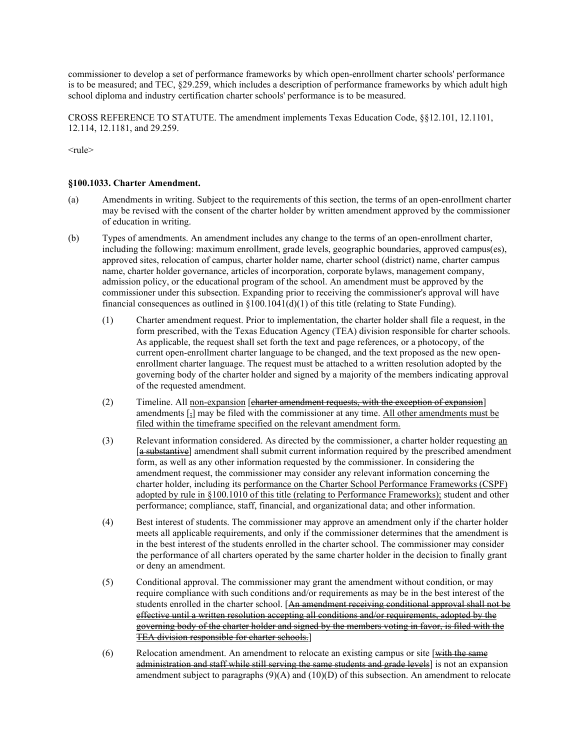commissioner to develop a set of performance frameworks by which open-enrollment charter schools' performance is to be measured; and TEC, §29.259, which includes a description of performance frameworks by which adult high school diploma and industry certification charter schools' performance is to be measured.

CROSS REFERENCE TO STATUTE. The amendment implements Texas Education Code, §§12.101, 12.1101, 12.114, 12.1181, and 29.259.

<rule>

**§100.1033. Charter Amendment.**

(a) Amendments in writing. Subject to the requirements of this section, the terms of an open-enrollment charter may be revised with the consent of the charter holder by written amendment approved by the commissioner of education in writing.

(b) Types of amendments. An amendment includes any change to the terms of an open-enrollment charter, including the following: maximum enrollment, grade levels, geographic boundaries, approved campus(es), approved sites, relocation of campus, charter holder name, charter school (district) name, charter campus name, charter holder governance, articles of incorporation, corporate bylaws, management company, admission policy, or the educational program of the school. An amendment must be approved by the commissioner under this subsection. Expanding prior to receiving the commissioner's approval will have financial consequences as outlined in §100.1041(d)(1) of this title (relating to State Funding).

(1) Charter amendment request. Prior to implementation, the charter holder shall file a request, in the form prescribed, with the Texas Education Agency (TEA) division responsible for charter schools. As applicable, the request shall set forth the text and page references, or a photocopy, of the current open-enrollment charter language to be changed, and the text proposed as the new open-enrollment charter language. The request must be attached to a written resolution adopted by the governing body of the charter holder and signed by a majority of the members indicating approval of the requested amendment.

(2) Timeline. All <u>non-expansion</u> [~~charter amendment requests, with the exception of expansion~~] amendments [~~,~~] may be filed with the commissioner at any time. <u>All other amendments must be filed within the timeframe specified on the relevant amendment form.</u>

(3) Relevant information considered. As directed by the commissioner, a charter holder requesting <u>an</u> [~~a substantive~~] amendment shall submit current information required by the prescribed amendment form, as well as any other information requested by the commissioner. In considering the amendment request, the commissioner may consider any relevant information concerning the charter holder, including its <u>performance on the Charter School Performance Frameworks (CSPF) adopted by rule in §100.1010 of this title (relating to Performance Frameworks);</u> student and other performance; compliance, staff, financial, and organizational data; and other information.

(4) Best interest of students. The commissioner may approve an amendment only if the charter holder meets all applicable requirements, and only if the commissioner determines that the amendment is in the best interest of the students enrolled in the charter school. The commissioner may consider the performance of all charters operated by the same charter holder in the decision to finally grant or deny an amendment.

(5) Conditional approval. The commissioner may grant the amendment without condition, or may require compliance with such conditions and/or requirements as may be in the best interest of the students enrolled in the charter school. [~~An amendment receiving conditional approval shall not be effective until a written resolution accepting all conditions and/or requirements, adopted by the governing body of the charter holder and signed by the members voting in favor, is filed with the TEA division responsible for charter schools.~~]

(6) Relocation amendment. An amendment to relocate an existing campus or site [~~with the same administration and staff while still serving the same students and grade levels~~] is not an expansion amendment subject to paragraphs (9)(A) and (10)(D) of this subsection. An amendment to relocate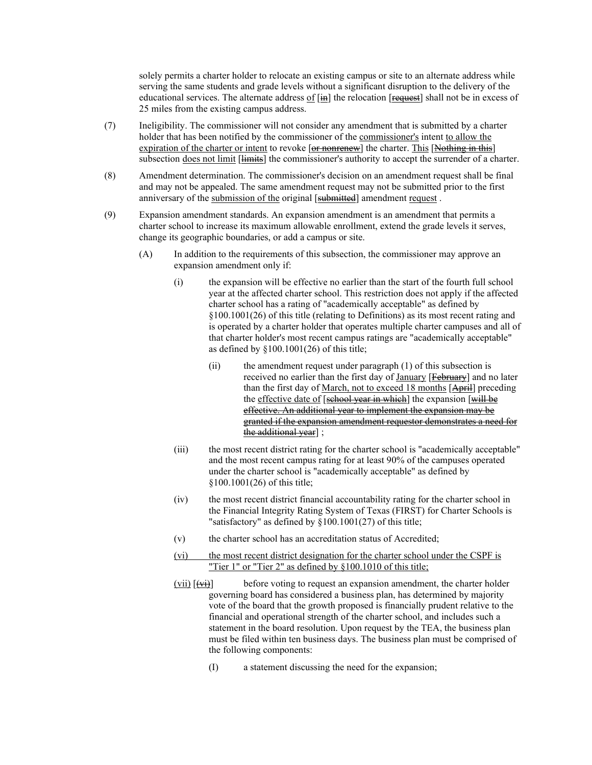solely permits a charter holder to relocate an existing campus or site to an alternate address while serving the same students and grade levels without a significant disruption to the delivery of the educational services. The alternate address <u>of</u> [~~in~~] the relocation [~~request~~] shall not be in excess of 25 miles from the existing campus address.

(7) Ineligibility. The commissioner will not consider any amendment that is submitted by a charter holder that has been notified by the commissioner of the <u>commissioner's</u> intent <u>to allow the expiration of the charter or intent</u> to revoke [~~or nonrenew~~] the charter. <u>This</u> [~~Nothing in this~~] subsection <u>does not limit</u> [~~limits~~] the commissioner's authority to accept the surrender of a charter.

(8) Amendment determination. The commissioner's decision on an amendment request shall be final and may not be appealed. The same amendment request may not be submitted prior to the first anniversary of the <u>submission of the</u> original [~~submitted~~] amendment <u>request</u> .

(9) Expansion amendment standards. An expansion amendment is an amendment that permits a charter school to increase its maximum allowable enrollment, extend the grade levels it serves, change its geographic boundaries, or add a campus or site.

(A) In addition to the requirements of this subsection, the commissioner may approve an expansion amendment only if:

(i) the expansion will be effective no earlier than the start of the fourth full school year at the affected charter school. This restriction does not apply if the affected charter school has a rating of "academically acceptable" as defined by §100.1001(26) of this title (relating to Definitions) as its most recent rating and is operated by a charter holder that operates multiple charter campuses and all of that charter holder's most recent campus ratings are "academically acceptable" as defined by §100.1001(26) of this title;

(ii) the amendment request under paragraph (1) of this subsection is received no earlier than the first day of <u>January</u> [~~February~~] and no later than the first day of <u>March, not to exceed 18 months</u> [~~April~~] preceding the <u>effective date of</u> [~~school year in which~~] the expansion [~~will be effective. An additional year to implement the expansion may be granted if the expansion amendment requestor demonstrates a need for the additional year~~] ;

(iii) the most recent district rating for the charter school is "academically acceptable" and the most recent campus rating for at least 90% of the campuses operated under the charter school is "academically acceptable" as defined by §100.1001(26) of this title;

(iv) the most recent district financial accountability rating for the charter school in the Financial Integrity Rating System of Texas (FIRST) for Charter Schools is "satisfactory" as defined by §100.1001(27) of this title;

(v) the charter school has an accreditation status of Accredited;

<u>(vi) the most recent district designation for the charter school under the CSPF is "Tier 1" or "Tier 2" as defined by §100.1010 of this title;</u>

<u>(vii)</u> [~~(vi)~~] before voting to request an expansion amendment, the charter holder governing board has considered a business plan, has determined by majority vote of the board that the growth proposed is financially prudent relative to the financial and operational strength of the charter school, and includes such a statement in the board resolution. Upon request by the TEA, the business plan must be filed within ten business days. The business plan must be comprised of the following components:

(I) a statement discussing the need for the expansion;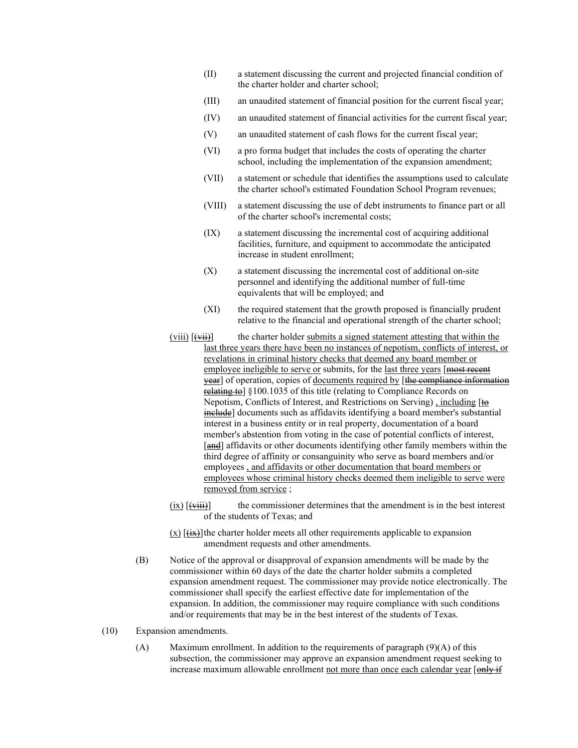(II) a statement discussing the current and projected financial condition of the charter holder and charter school;

(III) an unaudited statement of financial position for the current fiscal year;

(IV) an unaudited statement of financial activities for the current fiscal year;

(V) an unaudited statement of cash flows for the current fiscal year;

(VI) a pro forma budget that includes the costs of operating the charter school, including the implementation of the expansion amendment;

(VII) a statement or schedule that identifies the assumptions used to calculate the charter school's estimated Foundation School Program revenues;

(VIII) a statement discussing the use of debt instruments to finance part or all of the charter school's incremental costs;

(IX) a statement discussing the incremental cost of acquiring additional facilities, furniture, and equipment to accommodate the anticipated increase in student enrollment;

(X) a statement discussing the incremental cost of additional on-site personnel and identifying the additional number of full-time equivalents that will be employed; and

(XI) the required statement that the growth proposed is financially prudent relative to the financial and operational strength of the charter school;

(viii) [~~(vii)~~] the charter holder submits a signed statement attesting that within the last three years there have been no instances of nepotism, conflicts of interest, or revelations in criminal history checks that deemed any board member or employee ineligible to serve or submits, for the last three years [~~most recent year~~] of operation, copies of documents required by [~~the compliance information relating to~~] §100.1035 of this title (relating to Compliance Records on Nepotism, Conflicts of Interest, and Restrictions on Serving) , including [~~to include~~] documents such as affidavits identifying a board member's substantial interest in a business entity or in real property, documentation of a board member's abstention from voting in the case of potential conflicts of interest, [~~and~~] affidavits or other documents identifying other family members within the third degree of affinity or consanguinity who serve as board members and/or employees , and affidavits or other documentation that board members or employees whose criminal history checks deemed them ineligible to serve were removed from service ;

(ix) [~~(viii)~~] the commissioner determines that the amendment is in the best interest of the students of Texas; and

(x) [~~(ix)~~] the charter holder meets all other requirements applicable to expansion amendment requests and other amendments.

(B) Notice of the approval or disapproval of expansion amendments will be made by the commissioner within 60 days of the date the charter holder submits a completed expansion amendment request. The commissioner may provide notice electronically. The commissioner shall specify the earliest effective date for implementation of the expansion. In addition, the commissioner may require compliance with such conditions and/or requirements that may be in the best interest of the students of Texas.

(10) Expansion amendments.

(A) Maximum enrollment. In addition to the requirements of paragraph (9)(A) of this subsection, the commissioner may approve an expansion amendment request seeking to increase maximum allowable enrollment not more than once each calendar year [~~only if~~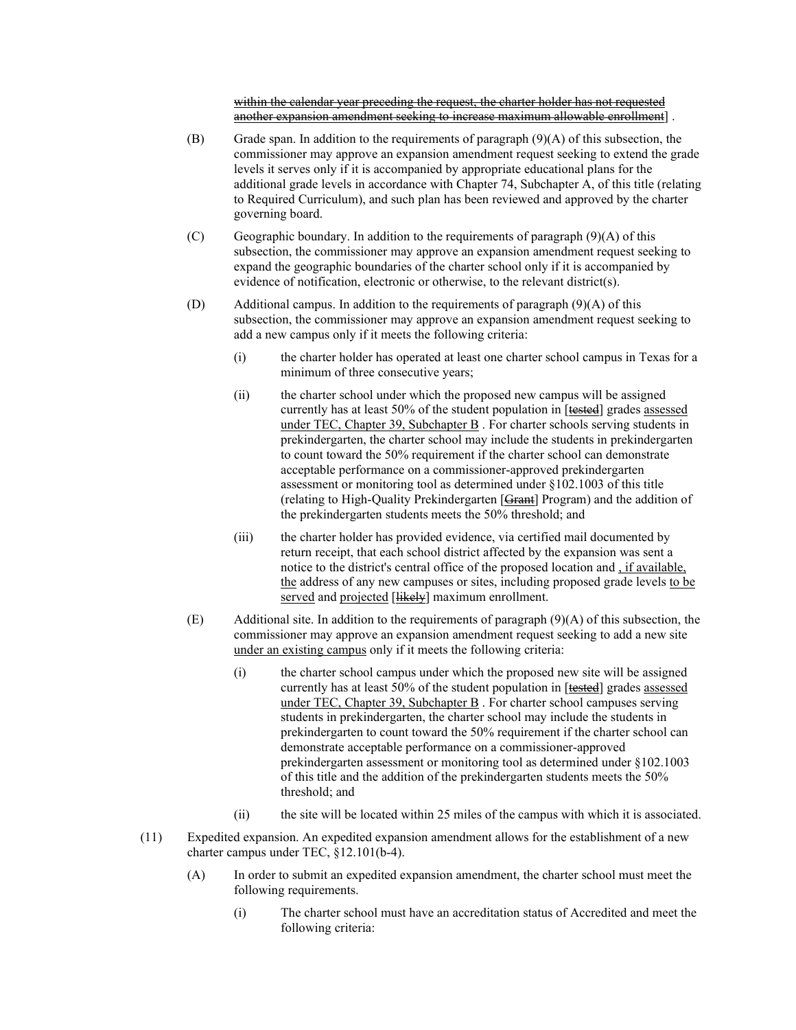~~within the calendar year preceding the request, the charter holder has not requested another expansion amendment seeking to increase maximum allowable enrollment~~] .

(B) Grade span. In addition to the requirements of paragraph (9)(A) of this subsection, the commissioner may approve an expansion amendment request seeking to extend the grade levels it serves only if it is accompanied by appropriate educational plans for the additional grade levels in accordance with Chapter 74, Subchapter A, of this title (relating to Required Curriculum), and such plan has been reviewed and approved by the charter governing board.

(C) Geographic boundary. In addition to the requirements of paragraph (9)(A) of this subsection, the commissioner may approve an expansion amendment request seeking to expand the geographic boundaries of the charter school only if it is accompanied by evidence of notification, electronic or otherwise, to the relevant district(s).

(D) Additional campus. In addition to the requirements of paragraph (9)(A) of this subsection, the commissioner may approve an expansion amendment request seeking to add a new campus only if it meets the following criteria:

(i) the charter holder has operated at least one charter school campus in Texas for a minimum of three consecutive years;

(ii) the charter school under which the proposed new campus will be assigned currently has at least 50% of the student population in [~~tested~~] grades <u>assessed under TEC, Chapter 39, Subchapter B</u> . For charter schools serving students in prekindergarten, the charter school may include the students in prekindergarten to count toward the 50% requirement if the charter school can demonstrate acceptable performance on a commissioner-approved prekindergarten assessment or monitoring tool as determined under §102.1003 of this title (relating to High-Quality Prekindergarten [~~Grant~~] Program) and the addition of the prekindergarten students meets the 50% threshold; and

(iii) the charter holder has provided evidence, via certified mail documented by return receipt, that each school district affected by the expansion was sent a notice to the district's central office of the proposed location and <u>, if available, the</u> address of any new campuses or sites, including proposed grade levels <u>to be served</u> and <u>projected</u> [~~likely~~] maximum enrollment.

(E) Additional site. In addition to the requirements of paragraph (9)(A) of this subsection, the commissioner may approve an expansion amendment request seeking to add a new site <u>under an existing campus</u> only if it meets the following criteria:

(i) the charter school campus under which the proposed new site will be assigned currently has at least 50% of the student population in [~~tested~~] grades <u>assessed under TEC, Chapter 39, Subchapter B</u> . For charter school campuses serving students in prekindergarten, the charter school may include the students in prekindergarten to count toward the 50% requirement if the charter school can demonstrate acceptable performance on a commissioner-approved prekindergarten assessment or monitoring tool as determined under §102.1003 of this title and the addition of the prekindergarten students meets the 50% threshold; and

(ii) the site will be located within 25 miles of the campus with which it is associated.

(11) Expedited expansion. An expedited expansion amendment allows for the establishment of a new charter campus under TEC, §12.101(b-4).

(A) In order to submit an expedited expansion amendment, the charter school must meet the following requirements.

(i) The charter school must have an accreditation status of Accredited and meet the following criteria: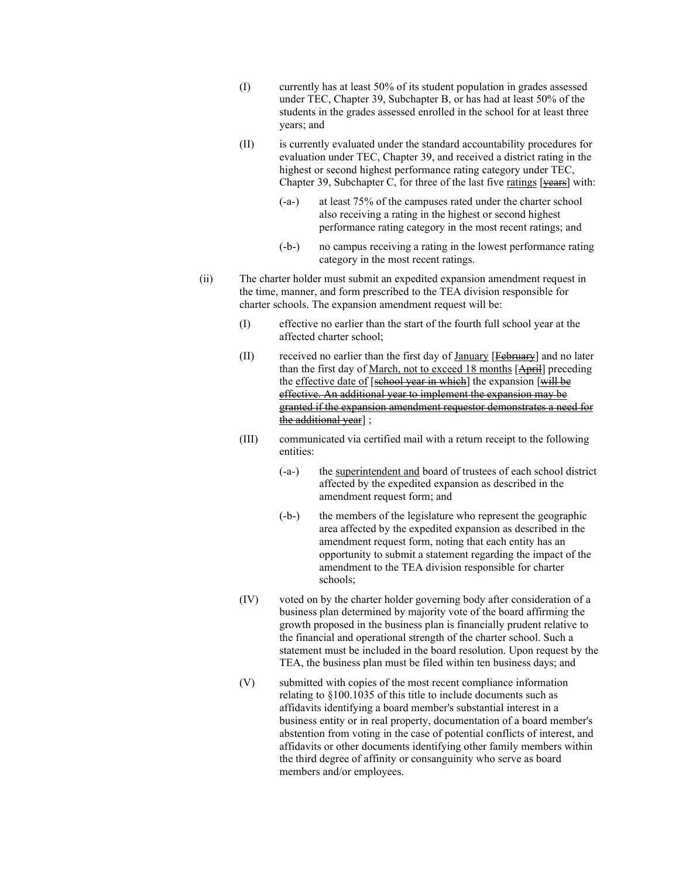(I) currently has at least 50% of its student population in grades assessed under TEC, Chapter 39, Subchapter B, or has had at least 50% of the students in the grades assessed enrolled in the school for at least three years; and

(II) is currently evaluated under the standard accountability procedures for evaluation under TEC, Chapter 39, and received a district rating in the highest or second highest performance rating category under TEC, Chapter 39, Subchapter C, for three of the last five <u>ratings</u> [~~years~~] with:

(-a-) at least 75% of the campuses rated under the charter school also receiving a rating in the highest or second highest performance rating category in the most recent ratings; and

(-b-) no campus receiving a rating in the lowest performance rating category in the most recent ratings.

(ii) The charter holder must submit an expedited expansion amendment request in the time, manner, and form prescribed to the TEA division responsible for charter schools. The expansion amendment request will be:

(I) effective no earlier than the start of the fourth full school year at the affected charter school;

(II) received no earlier than the first day of <u>January</u> [~~February~~] and no later than the first day of <u>March, not to exceed 18 months</u> [~~April~~] preceding the <u>effective date of</u> [~~school year in which~~] the expansion [~~will be effective. An additional year to implement the expansion may be granted if the expansion amendment requestor demonstrates a need for the additional year~~] ;

(III) communicated via certified mail with a return receipt to the following entities:

(-a-) the <u>superintendent and</u> board of trustees of each school district affected by the expedited expansion as described in the amendment request form; and

(-b-) the members of the legislature who represent the geographic area affected by the expedited expansion as described in the amendment request form, noting that each entity has an opportunity to submit a statement regarding the impact of the amendment to the TEA division responsible for charter schools;

(IV) voted on by the charter holder governing body after consideration of a business plan determined by majority vote of the board affirming the growth proposed in the business plan is financially prudent relative to the financial and operational strength of the charter school. Such a statement must be included in the board resolution. Upon request by the TEA, the business plan must be filed within ten business days; and

(V) submitted with copies of the most recent compliance information relating to §100.1035 of this title to include documents such as affidavits identifying a board member's substantial interest in a business entity or in real property, documentation of a board member's abstention from voting in the case of potential conflicts of interest, and affidavits or other documents identifying other family members within the third degree of affinity or consanguinity who serve as board members and/or employees.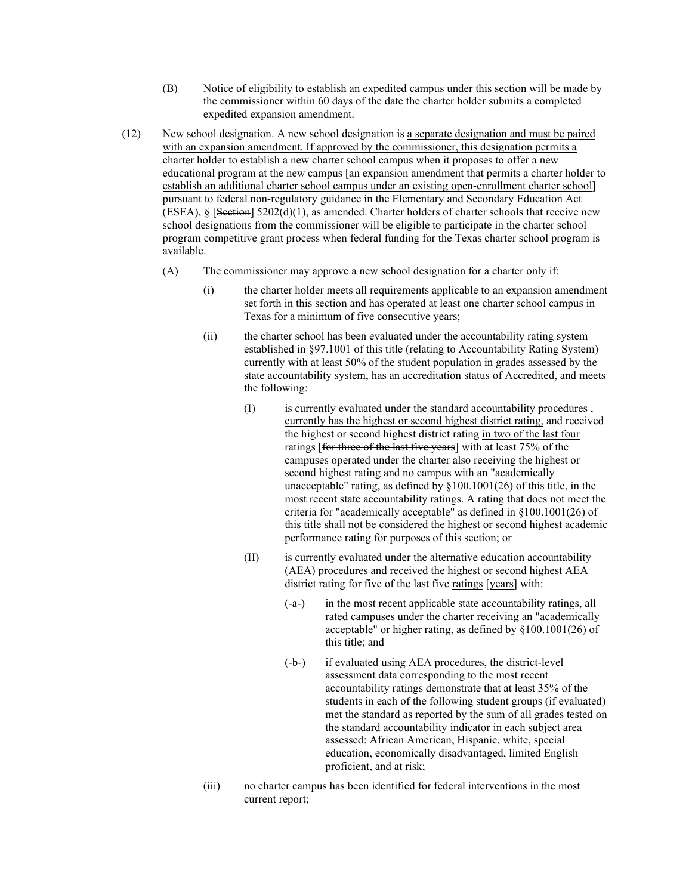(B) Notice of eligibility to establish an expedited campus under this section will be made by the commissioner within 60 days of the date the charter holder submits a completed expedited expansion amendment.

(12) New school designation. A new school designation is a separate designation and must be paired with an expansion amendment. If approved by the commissioner, this designation permits a charter holder to establish a new charter school campus when it proposes to offer a new educational program at the new campus [~~an expansion amendment that permits a charter holder to establish an additional charter school campus under an existing open-enrollment charter school~~] pursuant to federal non-regulatory guidance in the Elementary and Secondary Education Act (ESEA), § [~~Section~~] 5202(d)(1), as amended. Charter holders of charter schools that receive new school designations from the commissioner will be eligible to participate in the charter school program competitive grant process when federal funding for the Texas charter school program is available.

(A) The commissioner may approve a new school designation for a charter only if:

(i) the charter holder meets all requirements applicable to an expansion amendment set forth in this section and has operated at least one charter school campus in Texas for a minimum of five consecutive years;

(ii) the charter school has been evaluated under the accountability rating system established in §97.1001 of this title (relating to Accountability Rating System) currently with at least 50% of the student population in grades assessed by the state accountability system, has an accreditation status of Accredited, and meets the following:

(I) is currently evaluated under the standard accountability procedures , currently has the highest or second highest district rating, and received the highest or second highest district rating in two of the last four ratings [~~for three of the last five years~~] with at least 75% of the campuses operated under the charter also receiving the highest or second highest rating and no campus with an "academically unacceptable" rating, as defined by §100.1001(26) of this title, in the most recent state accountability ratings. A rating that does not meet the criteria for "academically acceptable" as defined in §100.1001(26) of this title shall not be considered the highest or second highest academic performance rating for purposes of this section; or

(II) is currently evaluated under the alternative education accountability (AEA) procedures and received the highest or second highest AEA district rating for five of the last five ratings [~~years~~] with:

(-a-) in the most recent applicable state accountability ratings, all rated campuses under the charter receiving an "academically acceptable" or higher rating, as defined by §100.1001(26) of this title; and

(-b-) if evaluated using AEA procedures, the district-level assessment data corresponding to the most recent accountability ratings demonstrate that at least 35% of the students in each of the following student groups (if evaluated) met the standard as reported by the sum of all grades tested on the standard accountability indicator in each subject area assessed: African American, Hispanic, white, special education, economically disadvantaged, limited English proficient, and at risk;

(iii) no charter campus has been identified for federal interventions in the most current report;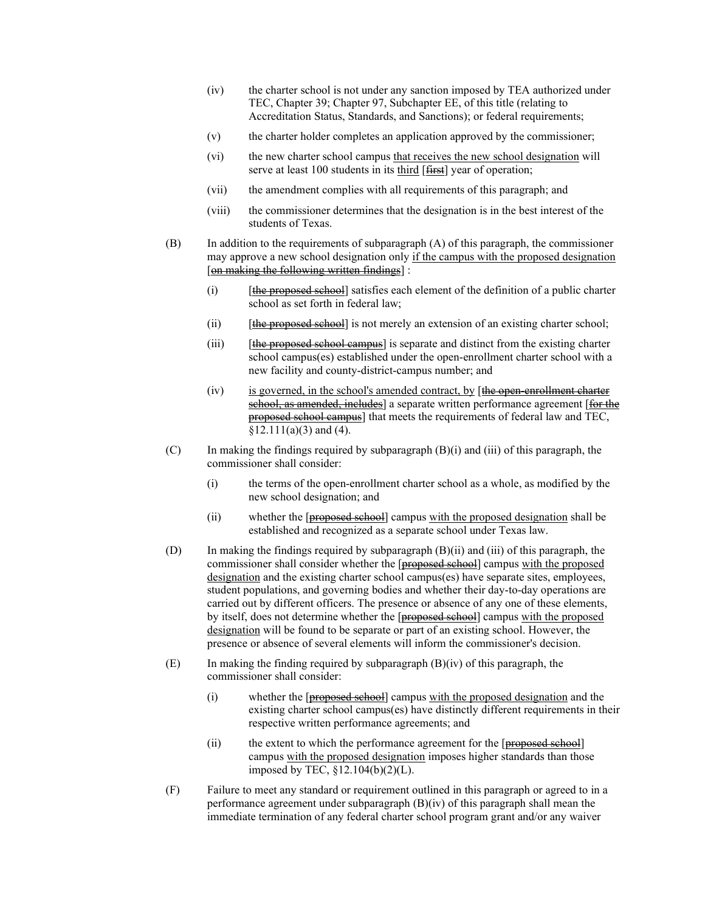- (iv) the charter school is not under any sanction imposed by TEA authorized under TEC, Chapter 39; Chapter 97, Subchapter EE, of this title (relating to Accreditation Status, Standards, and Sanctions); or federal requirements;
- (v) the charter holder completes an application approved by the commissioner;
- (vi) the new charter school campus <u>that receives the new school designation</u> will serve at least 100 students in its <u>third</u> [~~first~~] year of operation;
- (vii) the amendment complies with all requirements of this paragraph; and
- (viii) the commissioner determines that the designation is in the best interest of the students of Texas.

(B) In addition to the requirements of subparagraph (A) of this paragraph, the commissioner may approve a new school designation only <u>if the campus with the proposed designation</u> [~~on making the following written findings~~] :

- (i) [~~the proposed school~~] satisfies each element of the definition of a public charter school as set forth in federal law;
- (ii) [~~the proposed school~~] is not merely an extension of an existing charter school;
- (iii) [~~the proposed school campus~~] is separate and distinct from the existing charter school campus(es) established under the open-enrollment charter school with a new facility and county-district-campus number; and
- (iv) <u>is governed, in the school's amended contract, by</u> [~~the open-enrollment charter school, as amended, includes~~] a separate written performance agreement [~~for the proposed school campus~~] that meets the requirements of federal law and TEC, §12.111(a)(3) and (4).

(C) In making the findings required by subparagraph (B)(i) and (iii) of this paragraph, the commissioner shall consider:

- (i) the terms of the open-enrollment charter school as a whole, as modified by the new school designation; and
- (ii) whether the [~~proposed school~~] campus <u>with the proposed designation</u> shall be established and recognized as a separate school under Texas law.

(D) In making the findings required by subparagraph (B)(ii) and (iii) of this paragraph, the commissioner shall consider whether the [~~proposed school~~] campus <u>with the proposed designation</u> and the existing charter school campus(es) have separate sites, employees, student populations, and governing bodies and whether their day-to-day operations are carried out by different officers. The presence or absence of any one of these elements, by itself, does not determine whether the [~~proposed school~~] campus <u>with the proposed designation</u> will be found to be separate or part of an existing school. However, the presence or absence of several elements will inform the commissioner's decision.

(E) In making the finding required by subparagraph (B)(iv) of this paragraph, the commissioner shall consider:

- (i) whether the [~~proposed school~~] campus <u>with the proposed designation</u> and the existing charter school campus(es) have distinctly different requirements in their respective written performance agreements; and
- (ii) the extent to which the performance agreement for the [~~proposed school~~] campus <u>with the proposed designation</u> imposes higher standards than those imposed by TEC, §12.104(b)(2)(L).

(F) Failure to meet any standard or requirement outlined in this paragraph or agreed to in a performance agreement under subparagraph (B)(iv) of this paragraph shall mean the immediate termination of any federal charter school program grant and/or any waiver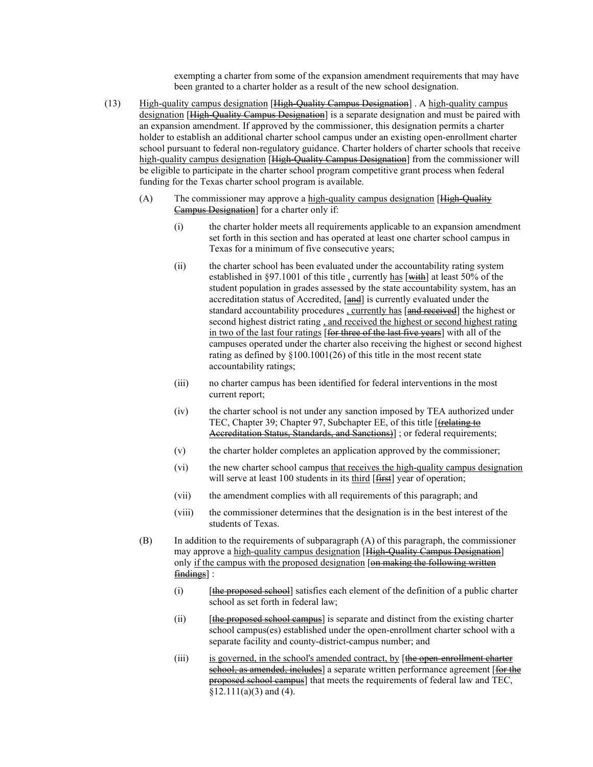exempting a charter from some of the expansion amendment requirements that may have been granted to a charter holder as a result of the new school designation.

(13) <u>High-quality campus designation</u> [~~High-Quality Campus Designation~~] . A <u>high-quality campus designation</u> [~~High-Quality Campus Designation~~] is a separate designation and must be paired with an expansion amendment. If approved by the commissioner, this designation permits a charter holder to establish an additional charter school campus under an existing open-enrollment charter school pursuant to federal non-regulatory guidance. Charter holders of charter schools that receive <u>high-quality campus designation</u> [~~High-Quality Campus Designation~~] from the commissioner will be eligible to participate in the charter school program competitive grant process when federal funding for the Texas charter school program is available.

(A) The commissioner may approve a <u>high-quality campus designation</u> [~~High-Quality Campus Designation~~] for a charter only if:

(i) the charter holder meets all requirements applicable to an expansion amendment set forth in this section and has operated at least one charter school campus in Texas for a minimum of five consecutive years;

(ii) the charter school has been evaluated under the accountability rating system established in §97.1001 of this title <u>,</u> currently <u>has</u> [~~with~~] at least 50% of the student population in grades assessed by the state accountability system, has an accreditation status of Accredited, [~~and~~] is currently evaluated under the standard accountability procedures <u>, currently has</u> [~~and received~~] the highest or second highest district rating <u>, and received the highest or second highest rating in two of the last four ratings</u> [~~for three of the last five years~~] with all of the campuses operated under the charter also receiving the highest or second highest rating as defined by §100.1001(26) of this title in the most recent state accountability ratings;

(iii) no charter campus has been identified for federal interventions in the most current report;

(iv) the charter school is not under any sanction imposed by TEA authorized under TEC, Chapter 39; Chapter 97, Subchapter EE, of this title [~~(relating to Accreditation Status, Standards, and Sanctions)~~] ; or federal requirements;

(v) the charter holder completes an application approved by the commissioner;

(vi) the new charter school campus <u>that receives the high-quality campus designation</u> will serve at least 100 students in its <u>third</u> [~~first~~] year of operation;

(vii) the amendment complies with all requirements of this paragraph; and

(viii) the commissioner determines that the designation is in the best interest of the students of Texas.

(B) In addition to the requirements of subparagraph (A) of this paragraph, the commissioner may approve a <u>high-quality campus designation</u> [~~High-Quality Campus Designation~~] only <u>if the campus with the proposed designation</u> [~~on making the following written findings~~] :

(i) [~~the proposed school~~] satisfies each element of the definition of a public charter school as set forth in federal law;

(ii) [~~the proposed school campus~~] is separate and distinct from the existing charter school campus(es) established under the open-enrollment charter school with a separate facility and county-district-campus number; and

(iii) <u>is governed, in the school's amended contract, by</u> [~~the open-enrollment charter school, as amended, includes~~] a separate written performance agreement [~~for the proposed school campus~~] that meets the requirements of federal law and TEC, §12.111(a)(3) and (4).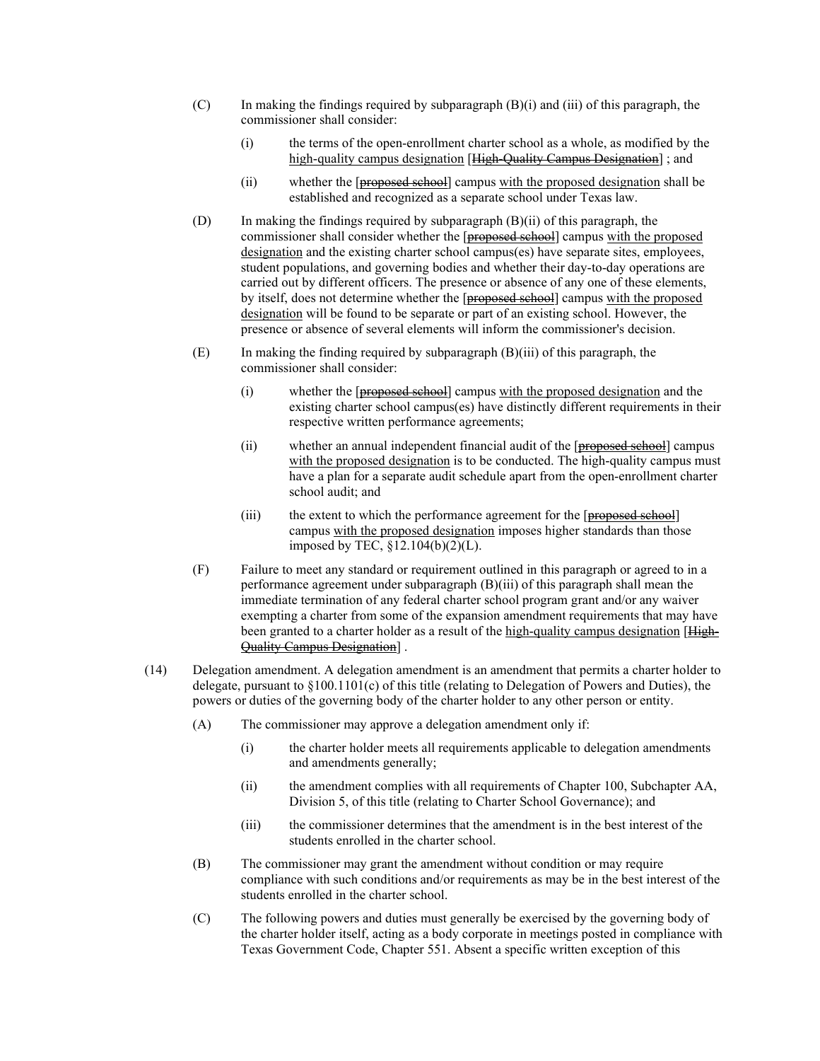(C) In making the findings required by subparagraph (B)(i) and (iii) of this paragraph, the commissioner shall consider:

(i) the terms of the open-enrollment charter school as a whole, as modified by the <u>high-quality campus designation</u> [~~High-Quality Campus Designation~~] ; and

(ii) whether the [~~proposed school~~] campus <u>with the proposed designation</u> shall be established and recognized as a separate school under Texas law.

(D) In making the findings required by subparagraph (B)(ii) of this paragraph, the commissioner shall consider whether the [~~proposed school~~] campus <u>with the proposed designation</u> and the existing charter school campus(es) have separate sites, employees, student populations, and governing bodies and whether their day-to-day operations are carried out by different officers. The presence or absence of any one of these elements, by itself, does not determine whether the [~~proposed school~~] campus <u>with the proposed designation</u> will be found to be separate or part of an existing school. However, the presence or absence of several elements will inform the commissioner's decision.

(E) In making the finding required by subparagraph (B)(iii) of this paragraph, the commissioner shall consider:

(i) whether the [~~proposed school~~] campus <u>with the proposed designation</u> and the existing charter school campus(es) have distinctly different requirements in their respective written performance agreements;

(ii) whether an annual independent financial audit of the [~~proposed school~~] campus <u>with the proposed designation</u> is to be conducted. The high-quality campus must have a plan for a separate audit schedule apart from the open-enrollment charter school audit; and

(iii) the extent to which the performance agreement for the [~~proposed school~~] campus <u>with the proposed designation</u> imposes higher standards than those imposed by TEC, §12.104(b)(2)(L).

(F) Failure to meet any standard or requirement outlined in this paragraph or agreed to in a performance agreement under subparagraph (B)(iii) of this paragraph shall mean the immediate termination of any federal charter school program grant and/or any waiver exempting a charter from some of the expansion amendment requirements that may have been granted to a charter holder as a result of the <u>high-quality campus designation</u> [~~High-Quality Campus Designation~~] .

(14) Delegation amendment. A delegation amendment is an amendment that permits a charter holder to delegate, pursuant to §100.1101(c) of this title (relating to Delegation of Powers and Duties), the powers or duties of the governing body of the charter holder to any other person or entity.

(A) The commissioner may approve a delegation amendment only if:

(i) the charter holder meets all requirements applicable to delegation amendments and amendments generally;

(ii) the amendment complies with all requirements of Chapter 100, Subchapter AA, Division 5, of this title (relating to Charter School Governance); and

(iii) the commissioner determines that the amendment is in the best interest of the students enrolled in the charter school.

(B) The commissioner may grant the amendment without condition or may require compliance with such conditions and/or requirements as may be in the best interest of the students enrolled in the charter school.

(C) The following powers and duties must generally be exercised by the governing body of the charter holder itself, acting as a body corporate in meetings posted in compliance with Texas Government Code, Chapter 551. Absent a specific written exception of this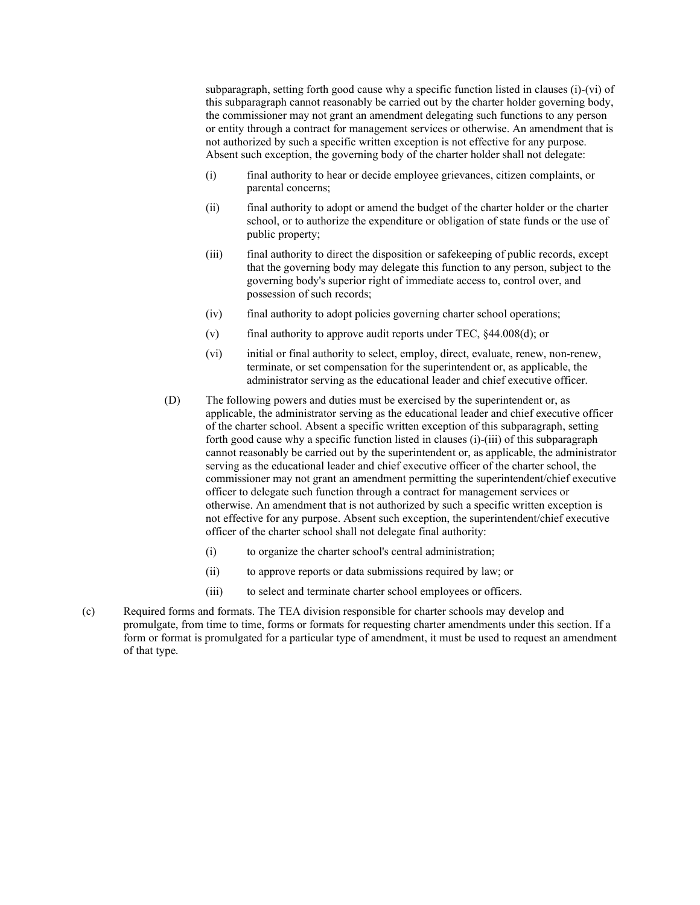subparagraph, setting forth good cause why a specific function listed in clauses (i)-(vi) of this subparagraph cannot reasonably be carried out by the charter holder governing body, the commissioner may not grant an amendment delegating such functions to any person or entity through a contract for management services or otherwise. An amendment that is not authorized by such a specific written exception is not effective for any purpose. Absent such exception, the governing body of the charter holder shall not delegate:

(i) final authority to hear or decide employee grievances, citizen complaints, or parental concerns;

(ii) final authority to adopt or amend the budget of the charter holder or the charter school, or to authorize the expenditure or obligation of state funds or the use of public property;

(iii) final authority to direct the disposition or safekeeping of public records, except that the governing body may delegate this function to any person, subject to the governing body's superior right of immediate access to, control over, and possession of such records;

(iv) final authority to adopt policies governing charter school operations;

(v) final authority to approve audit reports under TEC, §44.008(d); or

(vi) initial or final authority to select, employ, direct, evaluate, renew, non-renew, terminate, or set compensation for the superintendent or, as applicable, the administrator serving as the educational leader and chief executive officer.

(D) The following powers and duties must be exercised by the superintendent or, as applicable, the administrator serving as the educational leader and chief executive officer of the charter school. Absent a specific written exception of this subparagraph, setting forth good cause why a specific function listed in clauses (i)-(iii) of this subparagraph cannot reasonably be carried out by the superintendent or, as applicable, the administrator serving as the educational leader and chief executive officer of the charter school, the commissioner may not grant an amendment permitting the superintendent/chief executive officer to delegate such function through a contract for management services or otherwise. An amendment that is not authorized by such a specific written exception is not effective for any purpose. Absent such exception, the superintendent/chief executive officer of the charter school shall not delegate final authority:

(i) to organize the charter school's central administration;

(ii) to approve reports or data submissions required by law; or

(iii) to select and terminate charter school employees or officers.

(c) Required forms and formats. The TEA division responsible for charter schools may develop and promulgate, from time to time, forms or formats for requesting charter amendments under this section. If a form or format is promulgated for a particular type of amendment, it must be used to request an amendment of that type.